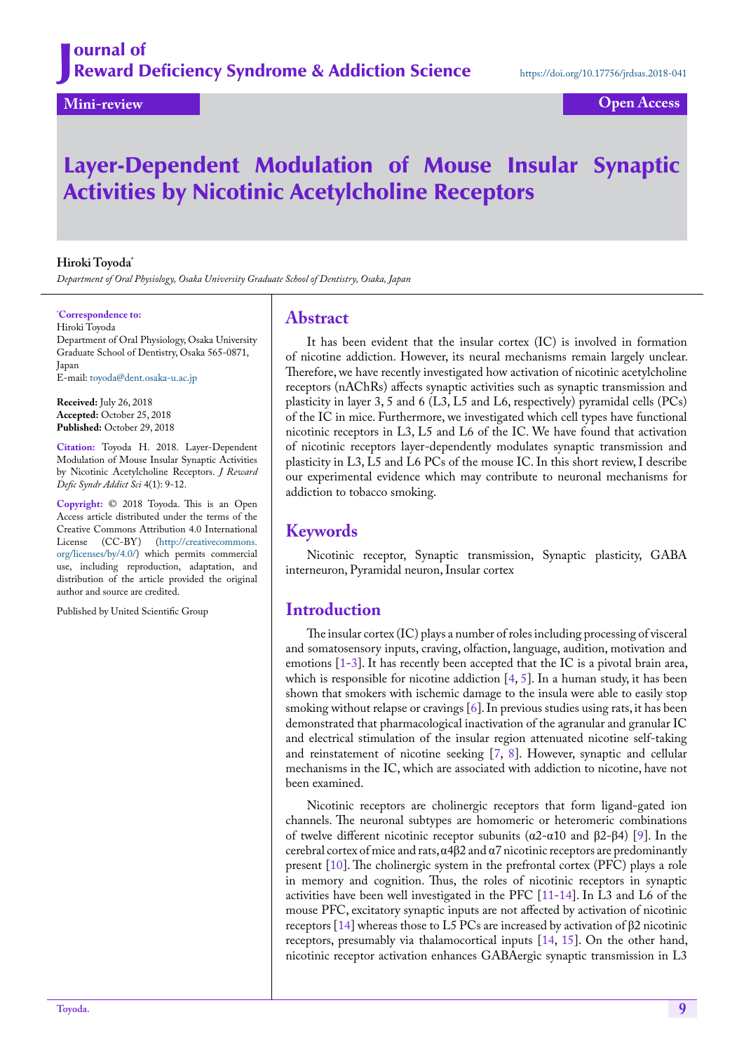Journal of Reward Deficiency Syndrome & Addiction Science

https://doi.org/10.17756/jrdsas.2018-041

Mini-review

Open Access

# Layer-Dependent Modulation of Mouse Insular Synaptic Activities by Nicotinic Acetylcholine Receptors

**Hiroki Toyoda***

*Department of Oral Physiology, Osaka University Graduate School of Dentistry, Osaka, Japan*

**\*Correspondence to:**
Hiroki Toyoda
Department of Oral Physiology, Osaka University Graduate School of Dentistry, Osaka 565-0871, Japan
E-mail: toyoda@dent.osaka-u.ac.jp

**Received:** July 26, 2018
**Accepted:** October 25, 2018
**Published:** October 29, 2018

**Citation:** Toyoda H. 2018. Layer-Dependent Modulation of Mouse Insular Synaptic Activities by Nicotinic Acetylcholine Receptors. *J Reward Defic Syndr Addict Sci* 4(1): 9-12.

**Copyright:** © 2018 Toyoda. This is an Open Access article distributed under the terms of the Creative Commons Attribution 4.0 International License (CC-BY) (http://creativecommons.org/licenses/by/4.0/) which permits commercial use, including reproduction, adaptation, and distribution of the article provided the original author and source are credited.

Published by United Scientific Group

## Abstract

It has been evident that the insular cortex (IC) is involved in formation of nicotine addiction. However, its neural mechanisms remain largely unclear. Therefore, we have recently investigated how activation of nicotinic acetylcholine receptors (nAChRs) affects synaptic activities such as synaptic transmission and plasticity in layer 3, 5 and 6 (L3, L5 and L6, respectively) pyramidal cells (PCs) of the IC in mice. Furthermore, we investigated which cell types have functional nicotinic receptors in L3, L5 and L6 of the IC. We have found that activation of nicotinic receptors layer-dependently modulates synaptic transmission and plasticity in L3, L5 and L6 PCs of the mouse IC. In this short review, I describe our experimental evidence which may contribute to neuronal mechanisms for addiction to tobacco smoking.

## Keywords

Nicotinic receptor, Synaptic transmission, Synaptic plasticity, GABA interneuron, Pyramidal neuron, Insular cortex

## Introduction

The insular cortex (IC) plays a number of roles including processing of visceral and somatosensory inputs, craving, olfaction, language, audition, motivation and emotions [1-3]. It has recently been accepted that the IC is a pivotal brain area, which is responsible for nicotine addiction [4, 5]. In a human study, it has been shown that smokers with ischemic damage to the insula were able to easily stop smoking without relapse or cravings [6]. In previous studies using rats, it has been demonstrated that pharmacological inactivation of the agranular and granular IC and electrical stimulation of the insular region attenuated nicotine self-taking and reinstatement of nicotine seeking [7, 8]. However, synaptic and cellular mechanisms in the IC, which are associated with addiction to nicotine, have not been examined.

Nicotinic receptors are cholinergic receptors that form ligand-gated ion channels. The neuronal subtypes are homomeric or heteromeric combinations of twelve different nicotinic receptor subunits (α2-α10 and β2-β4) [9]. In the cerebral cortex of mice and rats, α4β2 and α7 nicotinic receptors are predominantly present [10]. The cholinergic system in the prefrontal cortex (PFC) plays a role in memory and cognition. Thus, the roles of nicotinic receptors in synaptic activities have been well investigated in the PFC [11-14]. In L3 and L6 of the mouse PFC, excitatory synaptic inputs are not affected by activation of nicotinic receptors [14] whereas those to L5 PCs are increased by activation of β2 nicotinic receptors, presumably via thalamocortical inputs [14, 15]. On the other hand, nicotinic receptor activation enhances GABAergic synaptic transmission in L3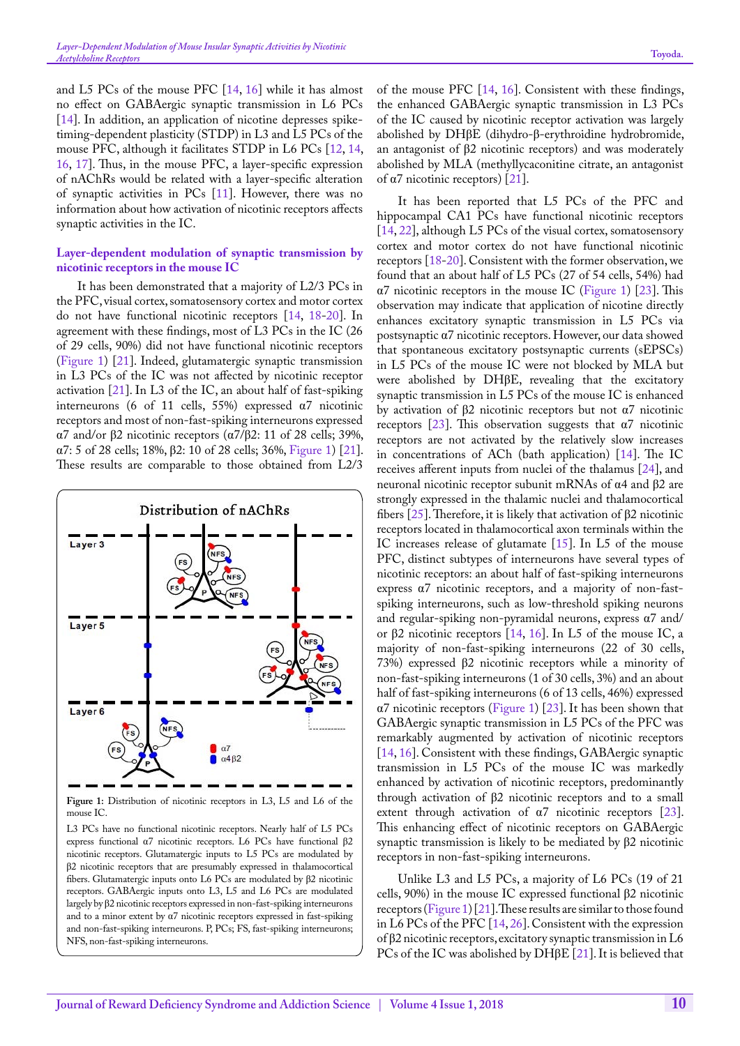and L5 PCs of the mouse PFC [14, 16] while it has almost no effect on GABAergic synaptic transmission in L6 PCs [14]. In addition, an application of nicotine depresses spike-timing-dependent plasticity (STDP) in L3 and L5 PCs of the mouse PFC, although it facilitates STDP in L6 PCs [12, 14, 16, 17]. Thus, in the mouse PFC, a layer-specific expression of nAChRs would be related with a layer-specific alteration of synaptic activities in PCs [11]. However, there was no information about how activation of nicotinic receptors affects synaptic activities in the IC.

## Layer-dependent modulation of synaptic transmission by nicotinic receptors in the mouse IC

It has been demonstrated that a majority of L2/3 PCs in the PFC, visual cortex, somatosensory cortex and motor cortex do not have functional nicotinic receptors [14, 18-20]. In agreement with these findings, most of L3 PCs in the IC (26 of 29 cells, 90%) did not have functional nicotinic receptors (Figure 1) [21]. Indeed, glutamatergic synaptic transmission in L3 PCs of the IC was not affected by nicotinic receptor activation [21]. In L3 of the IC, an about half of fast-spiking interneurons (6 of 11 cells, 55%) expressed α7 nicotinic receptors and most of non-fast-spiking interneurons expressed α7 and/or β2 nicotinic receptors (α7/β2: 11 of 28 cells; 39%, α7: 5 of 28 cells; 18%, β2: 10 of 28 cells; 36%, Figure 1) [21]. These results are comparable to those obtained from L2/3 of the mouse PFC [14, 16]. Consistent with these findings, the enhanced GABAergic synaptic transmission in L3 PCs of the IC caused by nicotinic receptor activation was largely abolished by DHβE (dihydro-β-erythroidine hydrobromide, an antagonist of β2 nicotinic receptors) and was moderately abolished by MLA (methyllycaconitine citrate, an antagonist of α7 nicotinic receptors) [21].

It has been reported that L5 PCs of the PFC and hippocampal CA1 PCs have functional nicotinic receptors [14, 22], although L5 PCs of the visual cortex, somatosensory cortex and motor cortex do not have functional nicotinic receptors [18-20]. Consistent with the former observation, we found that an about half of L5 PCs (27 of 54 cells, 54%) had α7 nicotinic receptors in the mouse IC (Figure 1) [23]. This observation may indicate that application of nicotine directly enhances excitatory synaptic transmission in L5 PCs via postsynaptic α7 nicotinic receptors. However, our data showed that spontaneous excitatory postsynaptic currents (sEPSCs) in L5 PCs of the mouse IC were not blocked by MLA but were abolished by DHβE, revealing that the excitatory synaptic transmission in L5 PCs of the mouse IC is enhanced by activation of β2 nicotinic receptors but not α7 nicotinic receptors [23]. This observation suggests that α7 nicotinic receptors are not activated by the relatively slow increases in concentrations of ACh (bath application) [14]. The IC receives afferent inputs from nuclei of the thalamus [24], and neuronal nicotinic receptor subunit mRNAs of α4 and β2 are strongly expressed in the thalamic nuclei and thalamocortical fibers [25]. Therefore, it is likely that activation of β2 nicotinic receptors located in thalamocortical axon terminals within the IC increases release of glutamate [15]. In L5 of the mouse PFC, distinct subtypes of interneurons have several types of nicotinic receptors: an about half of fast-spiking interneurons express α7 nicotinic receptors, and a majority of non-fast-spiking interneurons, such as low-threshold spiking neurons and regular-spiking non-pyramidal neurons, express α7 and/or β2 nicotinic receptors [14, 16]. In L5 of the mouse IC, a majority of non-fast-spiking interneurons (22 of 30 cells, 73%) expressed β2 nicotinic receptors while a minority of non-fast-spiking interneurons (1 of 30 cells, 3%) and an about half of fast-spiking interneurons (6 of 13 cells, 46%) expressed α7 nicotinic receptors (Figure 1) [23]. It has been shown that GABAergic synaptic transmission in L5 PCs of the PFC was remarkably augmented by activation of nicotinic receptors [14, 16]. Consistent with these findings, GABAergic synaptic transmission in L5 PCs of the mouse IC was markedly enhanced by activation of nicotinic receptors, predominantly through activation of β2 nicotinic receptors and to a small extent through activation of α7 nicotinic receptors [23]. This enhancing effect of nicotinic receptors on GABAergic synaptic transmission is likely to be mediated by β2 nicotinic receptors in non-fast-spiking interneurons.

Unlike L3 and L5 PCs, a majority of L6 PCs (19 of 21 cells, 90%) in the mouse IC expressed functional β2 nicotinic receptors (Figure 1) [21]. These results are similar to those found in L6 PCs of the PFC [14, 26]. Consistent with the expression of β2 nicotinic receptors, excitatory synaptic transmission in L6 PCs of the IC was abolished by DHβE [21]. It is believed that

**Figure 1:** Distribution of nicotinic receptors in L3, L5 and L6 of the mouse IC.

L3 PCs have no functional nicotinic receptors. Nearly half of L5 PCs express functional α7 nicotinic receptors. L6 PCs have functional β2 nicotinic receptors. Glutamatergic inputs to L5 PCs are modulated by β2 nicotinic receptors that are presumably expressed in thalamocortical fibers. Glutamatergic inputs onto L6 PCs are modulated by β2 nicotinic receptors. GABAergic inputs onto L3, L5 and L6 PCs are modulated largely by β2 nicotinic receptors expressed in non-fast-spiking interneurons and to a minor extent by α7 nicotinic receptors expressed in fast-spiking and non-fast-spiking interneurons. P, PCs; FS, fast-spiking interneurons; NFS, non-fast-spiking interneurons.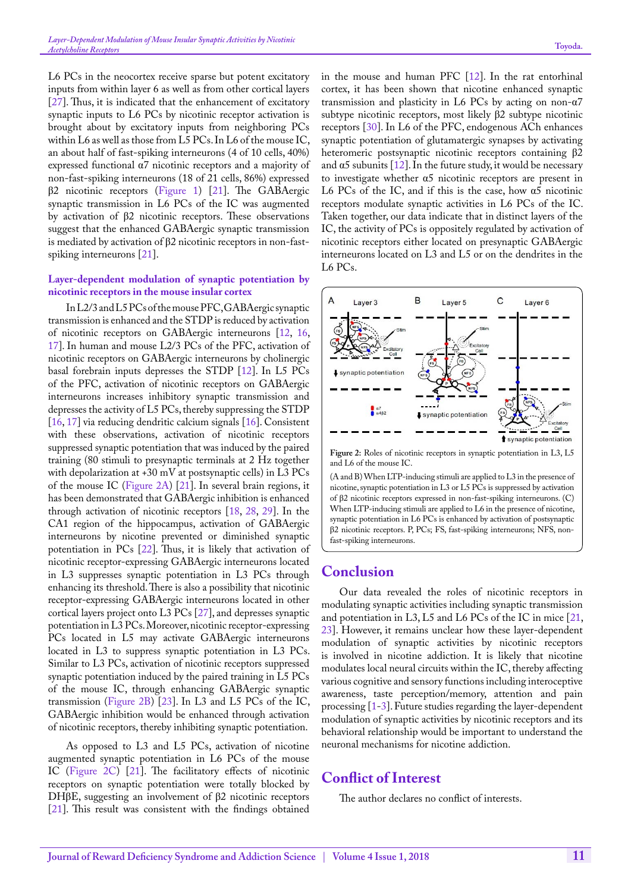L6 PCs in the neocortex receive sparse but potent excitatory inputs from within layer 6 as well as from other cortical layers [27]. Thus, it is indicated that the enhancement of excitatory synaptic inputs to L6 PCs by nicotinic receptor activation is brought about by excitatory inputs from neighboring PCs within L6 as well as those from L5 PCs. In L6 of the mouse IC, an about half of fast-spiking interneurons (4 of 10 cells, 40%) expressed functional α7 nicotinic receptors and a majority of non-fast-spiking interneurons (18 of 21 cells, 86%) expressed β2 nicotinic receptors (Figure 1) [21]. The GABAergic synaptic transmission in L6 PCs of the IC was augmented by activation of β2 nicotinic receptors. These observations suggest that the enhanced GABAergic synaptic transmission is mediated by activation of β2 nicotinic receptors in non-fast-spiking interneurons [21].

### Layer-dependent modulation of synaptic potentiation by nicotinic receptors in the mouse insular cortex

In L2/3 and L5 PCs of the mouse PFC, GABAergic synaptic transmission is enhanced and the STDP is reduced by activation of nicotinic receptors on GABAergic interneurons [12, 16, 17]. In human and mouse L2/3 PCs of the PFC, activation of nicotinic receptors on GABAergic interneurons by cholinergic basal forebrain inputs depresses the STDP [12]. In L5 PCs of the PFC, activation of nicotinic receptors on GABAergic interneurons increases inhibitory synaptic transmission and depresses the activity of L5 PCs, thereby suppressing the STDP [16, 17] via reducing dendritic calcium signals [16]. Consistent with these observations, activation of nicotinic receptors suppressed synaptic potentiation that was induced by the paired training (80 stimuli to presynaptic terminals at 2 Hz together with depolarization at +30 mV at postsynaptic cells) in L3 PCs of the mouse IC (Figure 2A) [21]. In several brain regions, it has been demonstrated that GABAergic inhibition is enhanced through activation of nicotinic receptors [18, 28, 29]. In the CA1 region of the hippocampus, activation of GABAergic interneurons by nicotine prevented or diminished synaptic potentiation in PCs [22]. Thus, it is likely that activation of nicotinic receptor-expressing GABAergic interneurons located in L3 suppresses synaptic potentiation in L3 PCs through enhancing its threshold. There is also a possibility that nicotinic receptor-expressing GABAergic interneurons located in other cortical layers project onto L3 PCs [27], and depresses synaptic potentiation in L3 PCs. Moreover, nicotinic receptor-expressing PCs located in L5 may activate GABAergic interneurons located in L3 to suppress synaptic potentiation in L3 PCs. Similar to L3 PCs, activation of nicotinic receptors suppressed synaptic potentiation induced by the paired training in L5 PCs of the mouse IC, through enhancing GABAergic synaptic transmission (Figure 2B) [23]. In L3 and L5 PCs of the IC, GABAergic inhibition would be enhanced through activation of nicotinic receptors, thereby inhibiting synaptic potentiation.

As opposed to L3 and L5 PCs, activation of nicotine augmented synaptic potentiation in L6 PCs of the mouse IC (Figure 2C) [21]. The facilitatory effects of nicotinic receptors on synaptic potentiation were totally blocked by DHβE, suggesting an involvement of β2 nicotinic receptors [21]. This result was consistent with the findings obtained in the mouse and human PFC [12]. In the rat entorhinal cortex, it has been shown that nicotine enhanced synaptic transmission and plasticity in L6 PCs by acting on non-α7 subtype nicotinic receptors, most likely β2 subtype nicotinic receptors [30]. In L6 of the PFC, endogenous ACh enhances synaptic potentiation of glutamatergic synapses by activating heteromeric postsynaptic nicotinic receptors containing β2 and α5 subunits [12]. In the future study, it would be necessary to investigate whether α5 nicotinic receptors are present in L6 PCs of the IC, and if this is the case, how α5 nicotinic receptors modulate synaptic activities in L6 PCs of the IC. Taken together, our data indicate that in distinct layers of the IC, the activity of PCs is oppositely regulated by activation of nicotinic receptors either located on presynaptic GABAergic interneurons located on L3 and L5 or on the dendrites in the L6 PCs.

**Figure 2:** Roles of nicotinic receptors in synaptic potentiation in L3, L5 and L6 of the mouse IC.

(A and B) When LTP-inducing stimuli are applied to L3 in the presence of nicotine, synaptic potentiation in L3 or L5 PCs is suppressed by activation of β2 nicotinic receptors expressed in non-fast-spiking interneurons. (C) When LTP-inducing stimuli are applied to L6 in the presence of nicotine, synaptic potentiation in L6 PCs is enhanced by activation of postsynaptic β2 nicotinic receptors. P, PCs; FS, fast-spiking interneurons; NFS, non-fast-spiking interneurons.

## Conclusion

Our data revealed the roles of nicotinic receptors in modulating synaptic activities including synaptic transmission and potentiation in L3, L5 and L6 PCs of the IC in mice [21, 23]. However, it remains unclear how these layer-dependent modulation of synaptic activities by nicotinic receptors is involved in nicotine addiction. It is likely that nicotine modulates local neural circuits within the IC, thereby affecting various cognitive and sensory functions including interoceptive awareness, taste perception/memory, attention and pain processing [1-3]. Future studies regarding the layer-dependent modulation of synaptic activities by nicotinic receptors and its behavioral relationship would be important to understand the neuronal mechanisms for nicotine addiction.

## Conflict of Interest

The author declares no conflict of interests.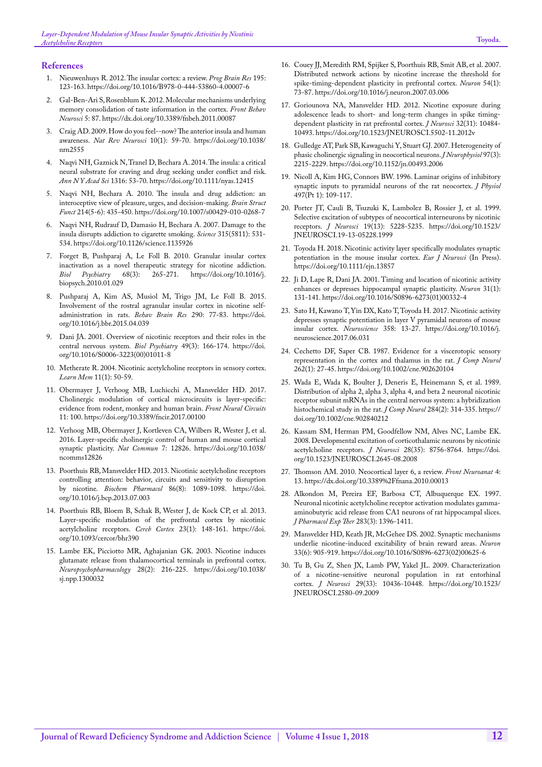## References

1. Nieuwenhuys R. 2012. The insular cortex: a review. *Prog Brain Res* 195: 123-163. https://doi.org/10.1016/B978-0-444-53860-4.00007-6
2. Gal-Ben-Ari S, Rosenblum K. 2012. Molecular mechanisms underlying memory consolidation of taste information in the cortex. *Front Behav Neurosci* 5: 87. https://dx.doi.org/10.3389/fnbeh.2011.00087
3. Craig AD. 2009. How do you feel--now? The anterior insula and human awareness. *Nat Rev Neurosci* 10(1): 59-70. https://doi.org/10.1038/nrn2555
4. Naqvi NH, Gaznick N, Tranel D, Bechara A. 2014. The insula: a critical neural substrate for craving and drug seeking under conflict and risk. *Ann N Y Acad Sci* 1316: 53-70. https://doi.org/10.1111/nyas.12415
5. Naqvi NH, Bechara A. 2010. The insula and drug addiction: an interoceptive view of pleasure, urges, and decision-making. *Brain Struct Funct* 214(5-6): 435-450. https://doi.org/10.1007/s00429-010-0268-7
6. Naqvi NH, Rudrauf D, Damasio H, Bechara A. 2007. Damage to the insula disrupts addiction to cigarette smoking. *Science* 315(5811): 531-534. https://doi.org/10.1126/science.1135926
7. Forget B, Pushparaj A, Le Foll B. 2010. Granular insular cortex inactivation as a novel therapeutic strategy for nicotine addiction. *Biol Psychiatry* 68(3): 265-271. https://doi.org/10.1016/j.biopsych.2010.01.029
8. Pushparaj A, Kim AS, Musiol M, Trigo JM, Le Foll B. 2015. Involvement of the rostral agranular insular cortex in nicotine self-administration in rats. *Behav Brain Res* 290: 77-83. https://doi.org/10.1016/j.bbr.2015.04.039
9. Dani JA. 2001. Overview of nicotinic receptors and their roles in the central nervous system. *Biol Psychiatry* 49(3): 166-174. https://doi.org/10.1016/S0006-3223(00)01011-8
10. Metherate R. 2004. Nicotinic acetylcholine receptors in sensory cortex. *Learn Mem* 11(1): 50-59.
11. Obermayer J, Verhoog MB, Luchicchi A, Mansvelder HD. 2017. Cholinergic modulation of cortical microcircuits is layer-specific: evidence from rodent, monkey and human brain. *Front Neural Circuits* 11: 100. https://doi.org/10.3389/fncir.2017.00100
12. Verhoog MB, Obermayer J, Kortleven CA, Wilbers R, Wester J, et al. 2016. Layer-specific cholinergic control of human and mouse cortical synaptic plasticity. *Nat Commun* 7: 12826. https://doi.org/10.1038/ncomms12826
13. Poorthuis RB, Mansvelder HD. 2013. Nicotinic acetylcholine receptors controlling attention: behavior, circuits and sensitivity to disruption by nicotine. *Biochem Pharmacol* 86(8): 1089-1098. https://doi.org/10.1016/j.bcp.2013.07.003
14. Poorthuis RB, Bloem B, Schak B, Wester J, de Kock CP, et al. 2013. Layer-specific modulation of the prefrontal cortex by nicotinic acetylcholine receptors. *Cereb Cortex* 23(1): 148-161. https://doi.org/10.1093/cercor/bhr390
15. Lambe EK, Picciotto MR, Aghajanian GK. 2003. Nicotine induces glutamate release from thalamocortical terminals in prefrontal cortex. *Neuropsychopharmacology* 28(2): 216-225. https://doi.org/10.1038/sj.npp.1300032
16. Couey JJ, Meredith RM, Spijker S, Poorthuis RB, Smit AB, et al. 2007. Distributed network actions by nicotine increase the threshold for spike-timing-dependent plasticity in prefrontal cortex. *Neuron* 54(1): 73-87. https://doi.org/10.1016/j.neuron.2007.03.006
17. Goriounova NA, Mansvelder HD. 2012. Nicotine exposure during adolescence leads to short- and long-term changes in spike timing-dependent plasticity in rat prefrontal cortex. *J Neurosci* 32(31): 10484-10493. https://doi.org/10.1523/JNEUROSCI.5502-11.2012v
18. Gulledge AT, Park SB, Kawaguchi Y, Stuart GJ. 2007. Heterogeneity of phasic cholinergic signaling in neocortical neurons. *J Neurophysiol* 97(3): 2215-2229. https://doi.org/10.1152/jn.00493.2006
19. Nicoll A, Kim HG, Connors BW. 1996. Laminar origins of inhibitory synaptic inputs to pyramidal neurons of the rat neocortex. *J Physiol* 497(Pt 1): 109-117.
20. Porter JT, Cauli B, Tsuzuki K, Lambolez B, Rossier J, et al. 1999. Selective excitation of subtypes of neocortical interneurons by nicotinic receptors. *J Neurosci* 19(13): 5228-5235. https://doi.org/10.1523/JNEUROSCI.19-13-05228.1999
21. Toyoda H. 2018. Nicotinic activity layer specifically modulates synaptic potentiation in the mouse insular cortex. *Eur J Neurosci* (In Press). https://doi.org/10.1111/ejn.13857
22. Ji D, Lape R, Dani JA. 2001. Timing and location of nicotinic activity enhances or depresses hippocampal synaptic plasticity. *Neuron* 31(1): 131-141. https://doi.org/10.1016/S0896-6273(01)00332-4
23. Sato H, Kawano T, Yin DX, Kato T, Toyoda H. 2017. Nicotinic activity depresses synaptic potentiation in layer V pyramidal neurons of mouse insular cortex. *Neuroscience* 358: 13-27. https://doi.org/10.1016/j.neuroscience.2017.06.031
24. Cechetto DF, Saper CB. 1987. Evidence for a viscerotopic sensory representation in the cortex and thalamus in the rat. *J Comp Neurol* 262(1): 27-45. https://doi.org/10.1002/cne.902620104
25. Wada E, Wada K, Boulter J, Deneris E, Heinemann S, et al. 1989. Distribution of alpha 2, alpha 3, alpha 4, and beta 2 neuronal nicotinic receptor subunit mRNAs in the central nervous system: a hybridization histochemical study in the rat. *J Comp Neurol* 284(2): 314-335. https://doi.org/10.1002/cne.902840212
26. Kassam SM, Herman PM, Goodfellow NM, Alves NC, Lambe EK. 2008. Developmental excitation of corticothalamic neurons by nicotinic acetylcholine receptors. *J Neurosci* 28(35): 8756-8764. https://doi.org/10.1523/JNEUROSCI.2645-08.2008
27. Thomson AM. 2010. Neocortical layer 6, a review. *Front Neuroanat* 4: 13. https://dx.doi.org/10.3389%2Ffnana.2010.00013
28. Alkondon M, Pereira EF, Barbosa CT, Albuquerque EX. 1997. Neuronal nicotinic acetylcholine receptor activation modulates gamma-aminobutyric acid release from CA1 neurons of rat hippocampal slices. *J Pharmacol Exp Ther* 283(3): 1396-1411.
29. Mansvelder HD, Keath JR, McGehee DS. 2002. Synaptic mechanisms underlie nicotine-induced excitability of brain reward areas. *Neuron* 33(6): 905-919. https://doi.org/10.1016/S0896-6273(02)00625-6
30. Tu B, Gu Z, Shen JX, Lamb PW, Yakel JL. 2009. Characterization of a nicotine-sensitive neuronal population in rat entorhinal cortex. *J Neurosci* 29(33): 10436-10448. https://doi.org/10.1523/JNEUROSCI.2580-09.2009